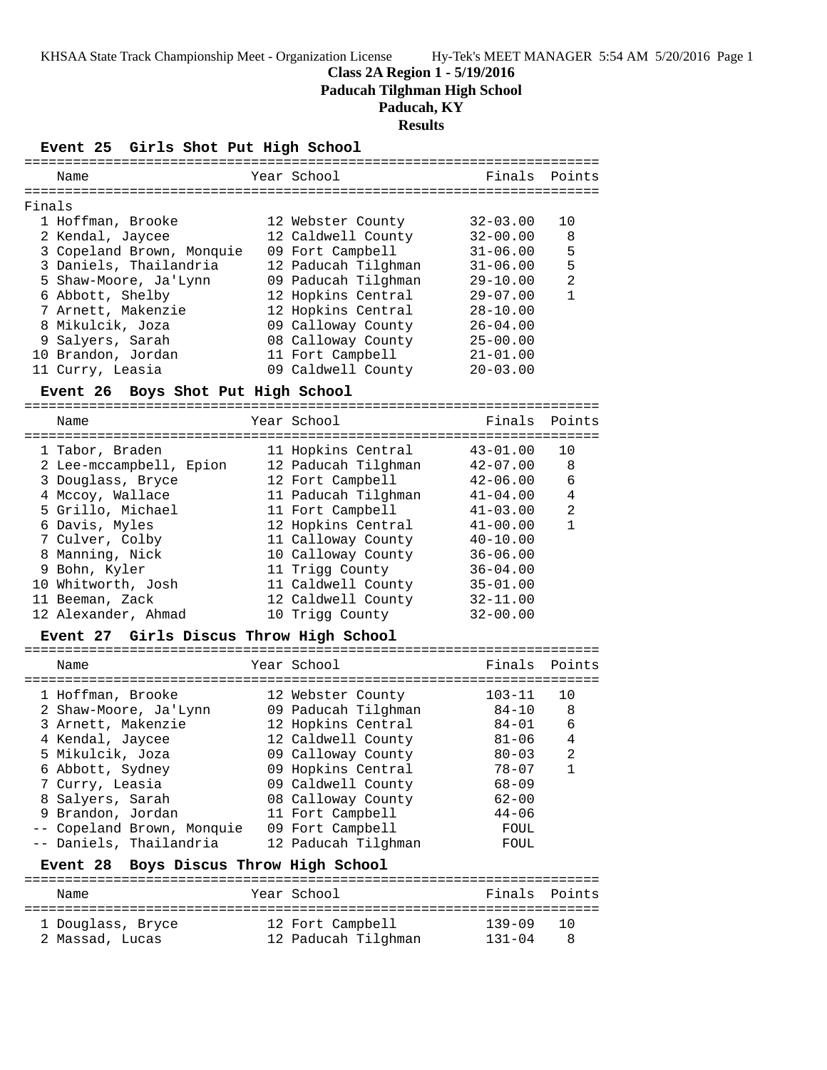# Class 2A Region 1 - 5/19/2016

## Paducah Tilghman High School

## Paducah, KY

## Results

### Event 25 Girls Shot Put High School

Finals

| Place | Name | Year | School | Finals | Points |
|---|---|---|---|---|---|
| 1 | Hoffman, Brooke | 12 | Webster County | 32-03.00 | 10 |
| 2 | Kendal, Jaycee | 12 | Caldwell County | 32-00.00 | 8 |
| 3 | Copeland Brown, Monquie | 09 | Fort Campbell | 31-06.00 | 5 |
| 3 | Daniels, Thailandria | 12 | Paducah Tilghman | 31-06.00 | 5 |
| 5 | Shaw-Moore, Ja'Lynn | 09 | Paducah Tilghman | 29-10.00 | 2 |
| 6 | Abbott, Shelby | 12 | Hopkins Central | 29-07.00 | 1 |
| 7 | Arnett, Makenzie | 12 | Hopkins Central | 28-10.00 | |
| 8 | Mikulcik, Joza | 09 | Calloway County | 26-04.00 | |
| 9 | Salyers, Sarah | 08 | Calloway County | 25-00.00 | |
| 10 | Brandon, Jordan | 11 | Fort Campbell | 21-01.00 | |
| 11 | Curry, Leasia | 09 | Caldwell County | 20-03.00 | |

### Event 26 Boys Shot Put High School

| Place | Name | Year | School | Finals | Points |
|---|---|---|---|---|---|
| 1 | Tabor, Braden | 11 | Hopkins Central | 43-01.00 | 10 |
| 2 | Lee-mccampbell, Epion | 12 | Paducah Tilghman | 42-07.00 | 8 |
| 3 | Douglass, Bryce | 12 | Fort Campbell | 42-06.00 | 6 |
| 4 | Mccoy, Wallace | 11 | Paducah Tilghman | 41-04.00 | 4 |
| 5 | Grillo, Michael | 11 | Fort Campbell | 41-03.00 | 2 |
| 6 | Davis, Myles | 12 | Hopkins Central | 41-00.00 | 1 |
| 7 | Culver, Colby | 11 | Calloway County | 40-10.00 | |
| 8 | Manning, Nick | 10 | Calloway County | 36-06.00 | |
| 9 | Bohn, Kyler | 11 | Trigg County | 36-04.00 | |
| 10 | Whitworth, Josh | 11 | Caldwell County | 35-01.00 | |
| 11 | Beeman, Zack | 12 | Caldwell County | 32-11.00 | |
| 12 | Alexander, Ahmad | 10 | Trigg County | 32-00.00 | |

### Event 27 Girls Discus Throw High School

| Place | Name | Year | School | Finals | Points |
|---|---|---|---|---|---|
| 1 | Hoffman, Brooke | 12 | Webster County | 103-11 | 10 |
| 2 | Shaw-Moore, Ja'Lynn | 09 | Paducah Tilghman | 84-10 | 8 |
| 3 | Arnett, Makenzie | 12 | Hopkins Central | 84-01 | 6 |
| 4 | Kendal, Jaycee | 12 | Caldwell County | 81-06 | 4 |
| 5 | Mikulcik, Joza | 09 | Calloway County | 80-03 | 2 |
| 6 | Abbott, Sydney | 09 | Hopkins Central | 78-07 | 1 |
| 7 | Curry, Leasia | 09 | Caldwell County | 68-09 | |
| 8 | Salyers, Sarah | 08 | Calloway County | 62-00 | |
| 9 | Brandon, Jordan | 11 | Fort Campbell | 44-06 | |
| -- | Copeland Brown, Monquie | 09 | Fort Campbell | FOUL | |
| -- | Daniels, Thailandria | 12 | Paducah Tilghman | FOUL | |

### Event 28 Boys Discus Throw High School

| Place | Name | Year | School | Finals | Points |
|---|---|---|---|---|---|
| 1 | Douglass, Bryce | 12 | Fort Campbell | 139-09 | 10 |
| 2 | Massad, Lucas | 12 | Paducah Tilghman | 131-04 | 8 |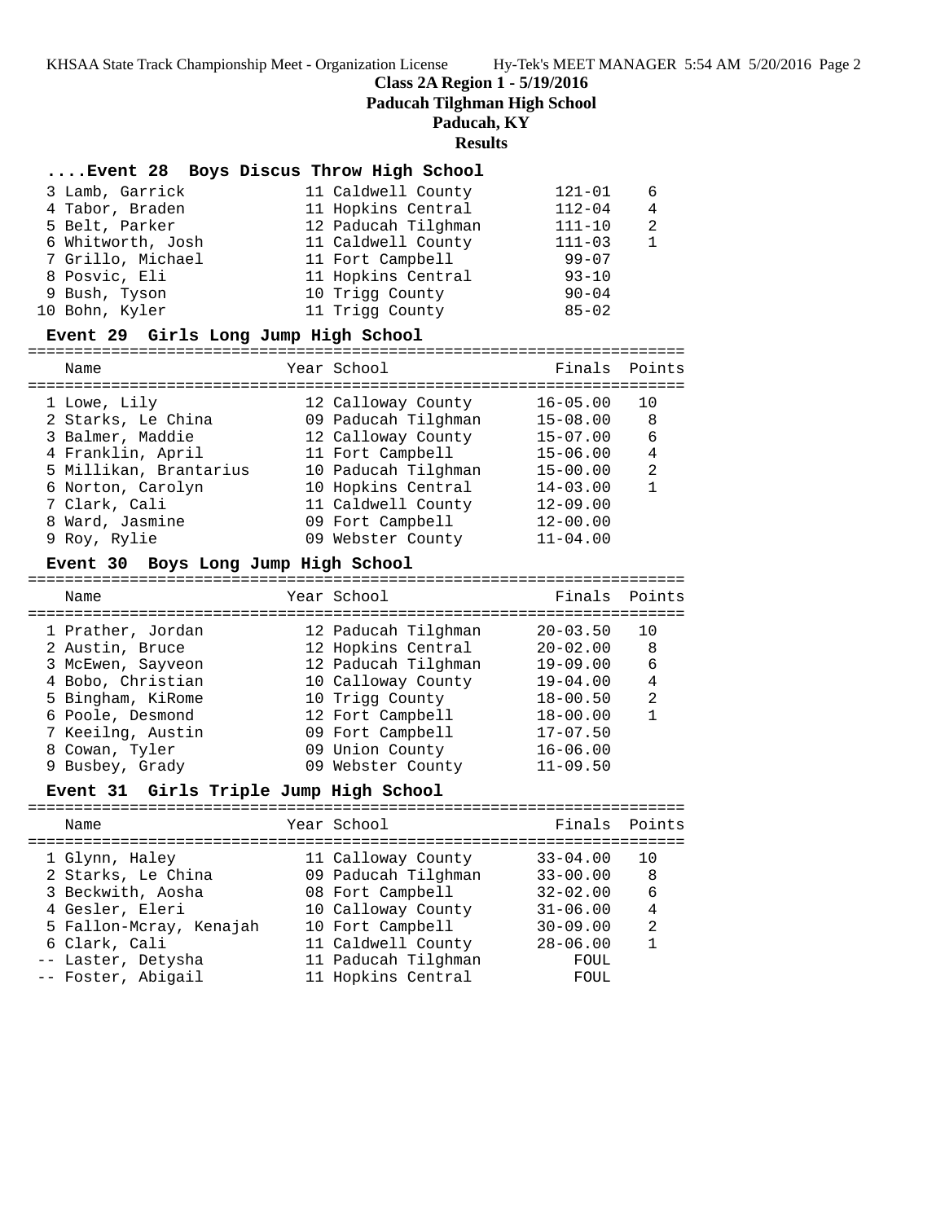**Class 2A Region 1 - 5/19/2016**
**Paducah Tilghman High School**
**Paducah, KY**
**Results**

### ....Event 28 Boys Discus Throw High School

| Place | Name | Year | School | Finals | Points |
|---|---|---|---|---|---|
| 3 | Lamb, Garrick | 11 | Caldwell County | 121-01 | 6 |
| 4 | Tabor, Braden | 11 | Hopkins Central | 112-04 | 4 |
| 5 | Belt, Parker | 12 | Paducah Tilghman | 111-10 | 2 |
| 6 | Whitworth, Josh | 11 | Caldwell County | 111-03 | 1 |
| 7 | Grillo, Michael | 11 | Fort Campbell | 99-07 | |
| 8 | Posvic, Eli | 11 | Hopkins Central | 93-10 | |
| 9 | Bush, Tyson | 10 | Trigg County | 90-04 | |
| 10 | Bohn, Kyler | 11 | Trigg County | 85-02 | |

### Event 29 Girls Long Jump High School

| Place | Name | Year | School | Finals | Points |
|---|---|---|---|---|---|
| 1 | Lowe, Lily | 12 | Calloway County | 16-05.00 | 10 |
| 2 | Starks, Le China | 09 | Paducah Tilghman | 15-08.00 | 8 |
| 3 | Balmer, Maddie | 12 | Calloway County | 15-07.00 | 6 |
| 4 | Franklin, April | 11 | Fort Campbell | 15-06.00 | 4 |
| 5 | Millikan, Brantarius | 10 | Paducah Tilghman | 15-00.00 | 2 |
| 6 | Norton, Carolyn | 10 | Hopkins Central | 14-03.00 | 1 |
| 7 | Clark, Cali | 11 | Caldwell County | 12-09.00 | |
| 8 | Ward, Jasmine | 09 | Fort Campbell | 12-00.00 | |
| 9 | Roy, Rylie | 09 | Webster County | 11-04.00 | |

### Event 30 Boys Long Jump High School

| Place | Name | Year | School | Finals | Points |
|---|---|---|---|---|---|
| 1 | Prather, Jordan | 12 | Paducah Tilghman | 20-03.50 | 10 |
| 2 | Austin, Bruce | 12 | Hopkins Central | 20-02.00 | 8 |
| 3 | McEwen, Sayveon | 12 | Paducah Tilghman | 19-09.00 | 6 |
| 4 | Bobo, Christian | 10 | Calloway County | 19-04.00 | 4 |
| 5 | Bingham, KiRome | 10 | Trigg County | 18-00.50 | 2 |
| 6 | Poole, Desmond | 12 | Fort Campbell | 18-00.00 | 1 |
| 7 | Keeilng, Austin | 09 | Fort Campbell | 17-07.50 | |
| 8 | Cowan, Tyler | 09 | Union County | 16-06.00 | |
| 9 | Busbey, Grady | 09 | Webster County | 11-09.50 | |

### Event 31 Girls Triple Jump High School

| Place | Name | Year | School | Finals | Points |
|---|---|---|---|---|---|
| 1 | Glynn, Haley | 11 | Calloway County | 33-04.00 | 10 |
| 2 | Starks, Le China | 09 | Paducah Tilghman | 33-00.00 | 8 |
| 3 | Beckwith, Aosha | 08 | Fort Campbell | 32-02.00 | 6 |
| 4 | Gesler, Eleri | 10 | Calloway County | 31-06.00 | 4 |
| 5 | Fallon-Mcray, Kenajah | 10 | Fort Campbell | 30-09.00 | 2 |
| 6 | Clark, Cali | 11 | Caldwell County | 28-06.00 | 1 |
| -- | Laster, Detysha | 11 | Paducah Tilghman | FOUL | |
| -- | Foster, Abigail | 11 | Hopkins Central | FOUL | |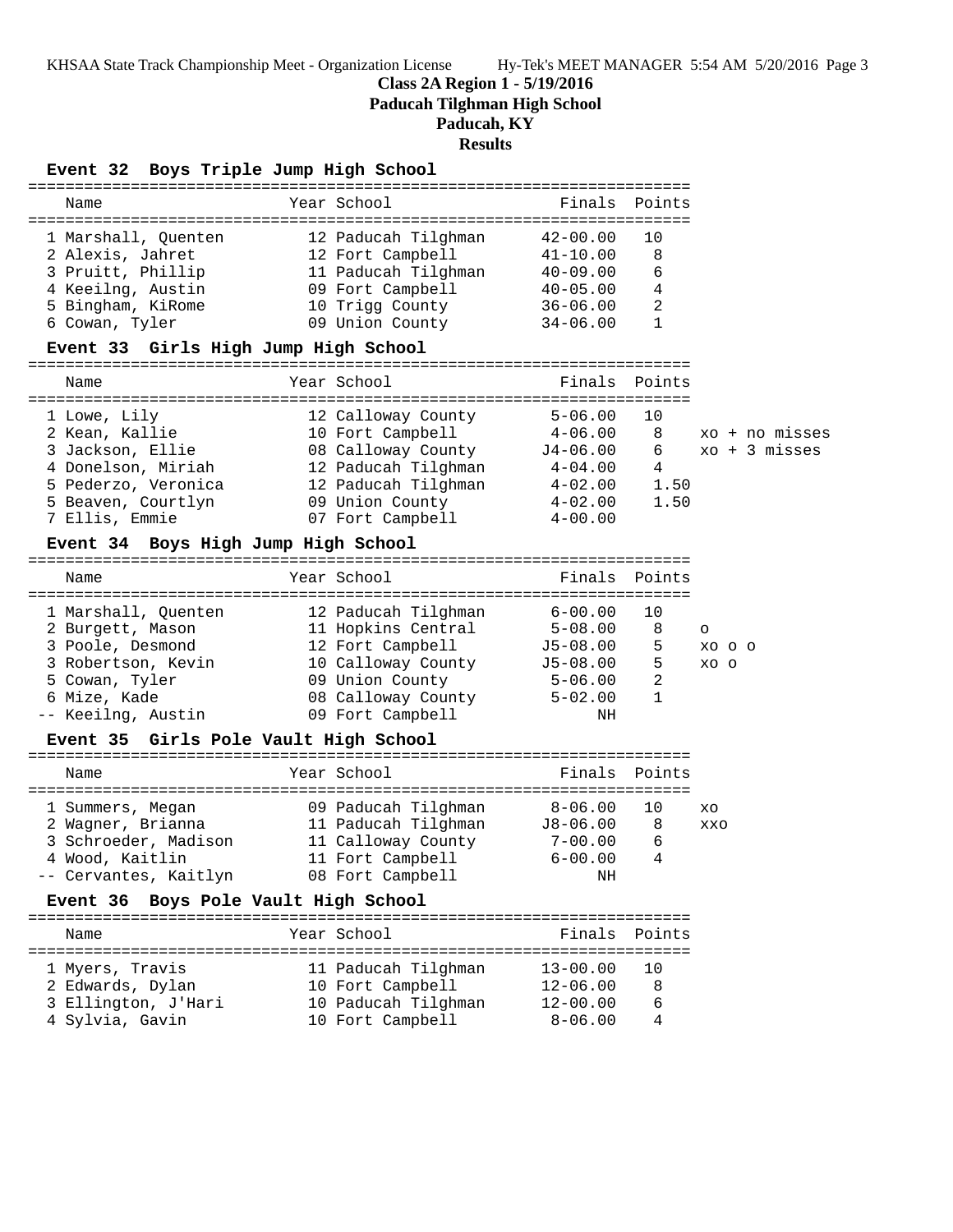# Class 2A Region 1 - 5/19/2016
## Paducah Tilghman High School
## Paducah, KY
## Results

### Event 32 Boys Triple Jump High School

| | Name | Year | School | Finals | Points |
|---|---|---|---|---|---|
| 1 | Marshall, Quenten | 12 | Paducah Tilghman | 42-00.00 | 10 |
| 2 | Alexis, Jahret | 12 | Fort Campbell | 41-10.00 | 8 |
| 3 | Pruitt, Phillip | 11 | Paducah Tilghman | 40-09.00 | 6 |
| 4 | Keeilng, Austin | 09 | Fort Campbell | 40-05.00 | 4 |
| 5 | Bingham, KiRome | 10 | Trigg County | 36-06.00 | 2 |
| 6 | Cowan, Tyler | 09 | Union County | 34-06.00 | 1 |

### Event 33 Girls High Jump High School

| | Name | Year | School | Finals | Points | |
|---|---|---|---|---|---|---|
| 1 | Lowe, Lily | 12 | Calloway County | 5-06.00 | 10 | |
| 2 | Kean, Kallie | 10 | Fort Campbell | 4-06.00 | 8 | xo + no misses |
| 3 | Jackson, Ellie | 08 | Calloway County | J4-06.00 | 6 | xo + 3 misses |
| 4 | Donelson, Miriah | 12 | Paducah Tilghman | 4-04.00 | 4 | |
| 5 | Pederzo, Veronica | 12 | Paducah Tilghman | 4-02.00 | 1.50 | |
| 5 | Beaven, Courtlyn | 09 | Union County | 4-02.00 | 1.50 | |
| 7 | Ellis, Emmie | 07 | Fort Campbell | 4-00.00 | | |

### Event 34 Boys High Jump High School

| | Name | Year | School | Finals | Points | |
|---|---|---|---|---|---|---|
| 1 | Marshall, Quenten | 12 | Paducah Tilghman | 6-00.00 | 10 | |
| 2 | Burgett, Mason | 11 | Hopkins Central | 5-08.00 | 8 | o |
| 3 | Poole, Desmond | 12 | Fort Campbell | J5-08.00 | 5 | xo o o |
| 3 | Robertson, Kevin | 10 | Calloway County | J5-08.00 | 5 | xo o |
| 5 | Cowan, Tyler | 09 | Union County | 5-06.00 | 2 | |
| 6 | Mize, Kade | 08 | Calloway County | 5-02.00 | 1 | |
| -- | Keeilng, Austin | 09 | Fort Campbell | NH | | |

### Event 35 Girls Pole Vault High School

| | Name | Year | School | Finals | Points | |
|---|---|---|---|---|---|---|
| 1 | Summers, Megan | 09 | Paducah Tilghman | 8-06.00 | 10 | xo |
| 2 | Wagner, Brianna | 11 | Paducah Tilghman | J8-06.00 | 8 | xxo |
| 3 | Schroeder, Madison | 11 | Calloway County | 7-00.00 | 6 | |
| 4 | Wood, Kaitlin | 11 | Fort Campbell | 6-00.00 | 4 | |
| -- | Cervantes, Kaitlyn | 08 | Fort Campbell | NH | | |

### Event 36 Boys Pole Vault High School

| | Name | Year | School | Finals | Points |
|---|---|---|---|---|---|
| 1 | Myers, Travis | 11 | Paducah Tilghman | 13-00.00 | 10 |
| 2 | Edwards, Dylan | 10 | Fort Campbell | 12-06.00 | 8 |
| 3 | Ellington, J'Hari | 10 | Paducah Tilghman | 12-00.00 | 6 |
| 4 | Sylvia, Gavin | 10 | Fort Campbell | 8-06.00 | 4 |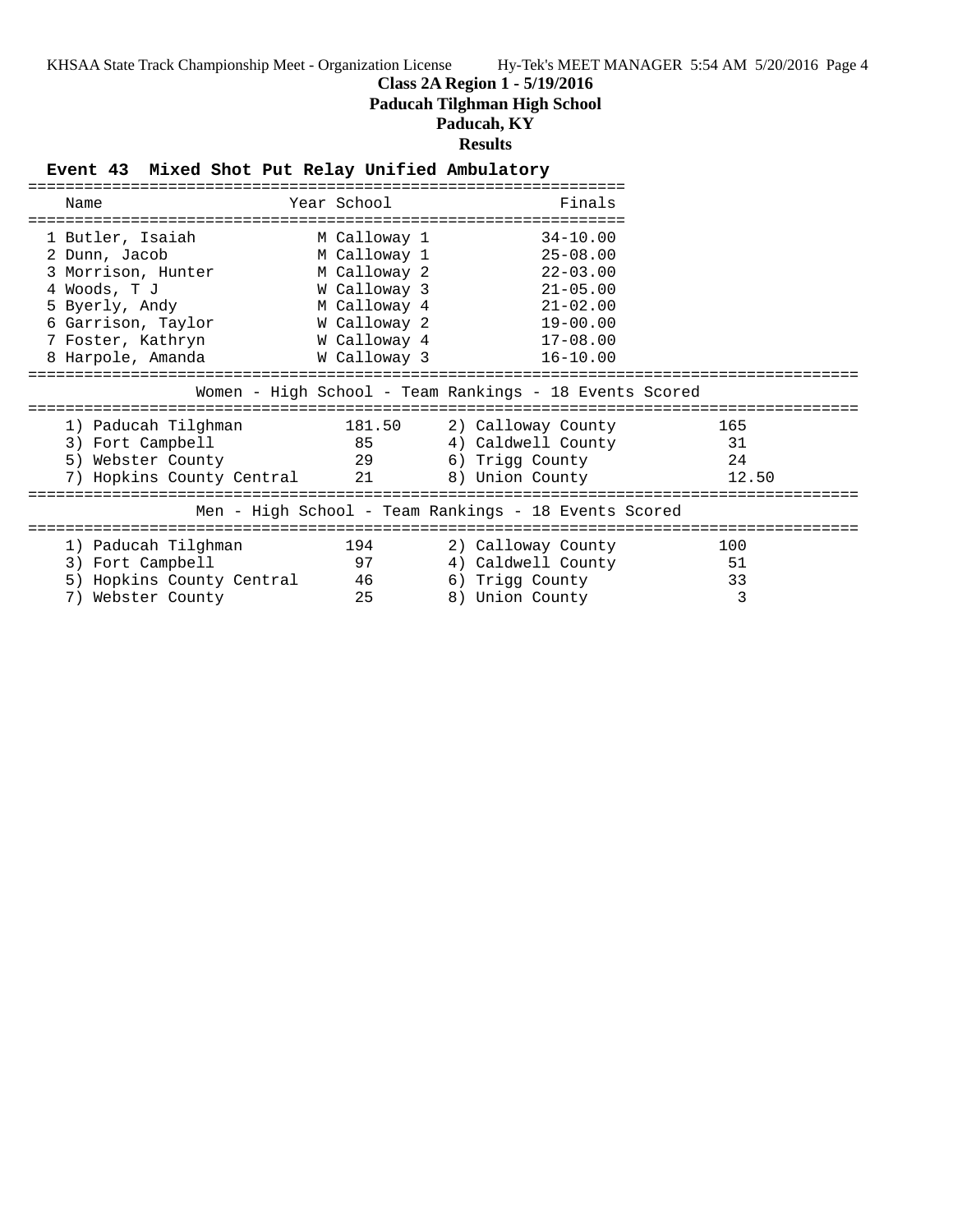**Class 2A Region 1 - 5/19/2016**

**Paducah Tilghman High School**

**Paducah, KY**

**Results**

### Event 43 Mixed Shot Put Relay Unified Ambulatory

| | Name | Year | School | Finals |
|---|---|---|---|---|
| 1 | Butler, Isaiah | M | Calloway 1 | 34-10.00 |
| 2 | Dunn, Jacob | M | Calloway 1 | 25-08.00 |
| 3 | Morrison, Hunter | M | Calloway 2 | 22-03.00 |
| 4 | Woods, T J | W | Calloway 3 | 21-05.00 |
| 5 | Byerly, Andy | M | Calloway 4 | 21-02.00 |
| 6 | Garrison, Taylor | W | Calloway 2 | 19-00.00 |
| 7 | Foster, Kathryn | W | Calloway 4 | 17-08.00 |
| 8 | Harpole, Amanda | W | Calloway 3 | 16-10.00 |

### Women - High School - Team Rankings - 18 Events Scored

| | | | |
|---|---|---|---|
| 1) Paducah Tilghman | 181.50 | 2) Calloway County | 165 |
| 3) Fort Campbell | 85 | 4) Caldwell County | 31 |
| 5) Webster County | 29 | 6) Trigg County | 24 |
| 7) Hopkins County Central | 21 | 8) Union County | 12.50 |

### Men - High School - Team Rankings - 18 Events Scored

| | | | |
|---|---|---|---|
| 1) Paducah Tilghman | 194 | 2) Calloway County | 100 |
| 3) Fort Campbell | 97 | 4) Caldwell County | 51 |
| 5) Hopkins County Central | 46 | 6) Trigg County | 33 |
| 7) Webster County | 25 | 8) Union County | 3 |